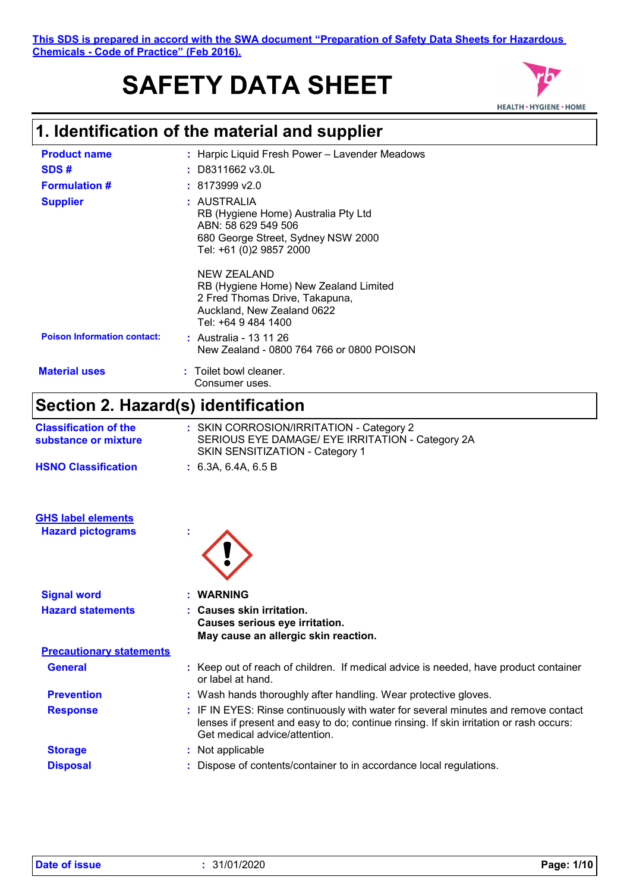This SDS is prepared in accord with the SWA document "Preparation of Safety Data Sheets for Hazardous Chemicals - Code of Practice" (Feb 2016).

# SAFETY DATA SHEET

HEALTH • HYGIENE • HOME

## 1. Identification of the material and supplier

**Product name** : Harpic Liquid Fresh Power – Lavender Meadows

**SDS #** : D8311662 v3.0L

**Formulation #** : 8173999 v2.0

**Supplier** : AUSTRALIA
RB (Hygiene Home) Australia Pty Ltd
ABN: 58 629 549 506
680 George Street, Sydney NSW 2000
Tel: +61 (0)2 9857 2000

NEW ZEALAND
RB (Hygiene Home) New Zealand Limited
2 Fred Thomas Drive, Takapuna,
Auckland, New Zealand 0622
Tel: +64 9 484 1400

**Poison Information contact:** : Australia - 13 11 26
New Zealand - 0800 764 766 or 0800 POISON

**Material uses** : Toilet bowl cleaner.
Consumer uses.

## Section 2. Hazard(s) identification

**Classification of the substance or mixture** : SKIN CORROSION/IRRITATION - Category 2
SERIOUS EYE DAMAGE/ EYE IRRITATION - Category 2A
SKIN SENSITIZATION - Category 1

**HSNO Classification** : 6.3A, 6.4A, 6.5 B

**GHS label elements**

**Hazard pictograms** :

**Signal word** : **WARNING**

**Hazard statements** : **Causes skin irritation.**
**Causes serious eye irritation.**
**May cause an allergic skin reaction.**

**Precautionary statements**

**General** : Keep out of reach of children. If medical advice is needed, have product container or label at hand.

**Prevention** : Wash hands thoroughly after handling. Wear protective gloves.

**Response** : IF IN EYES: Rinse continuously with water for several minutes and remove contact lenses if present and easy to do; continue rinsing. If skin irritation or rash occurs: Get medical advice/attention.

**Storage** : Not applicable

**Disposal** : Dispose of contents/container to in accordance local regulations.

**Date of issue** : 31/01/2020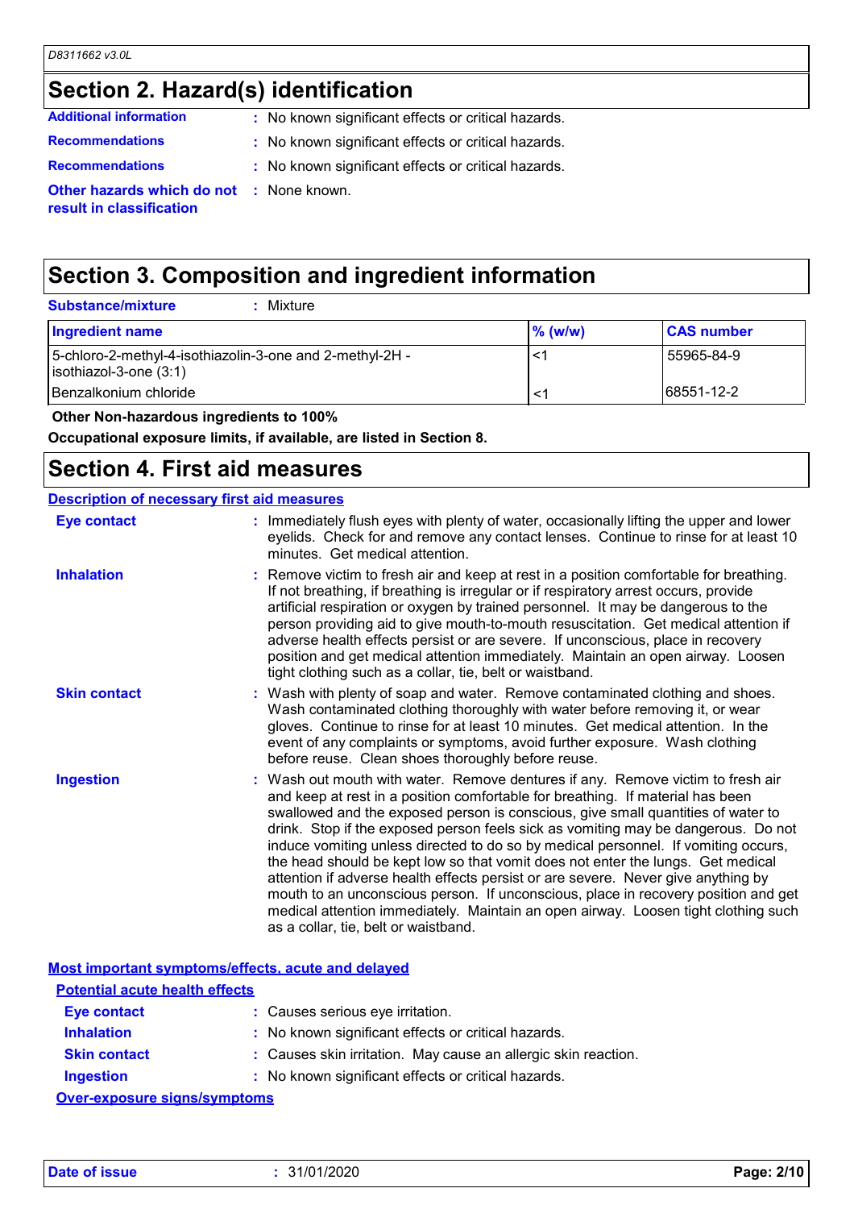## Section 2. Hazard(s) identification

**Additional information** : No known significant effects or critical hazards.

**Recommendations** : No known significant effects or critical hazards.

**Recommendations** : No known significant effects or critical hazards.

**Other hazards which do not result in classification** : None known.

## Section 3. Composition and ingredient information

**Substance/mixture** : Mixture

| Ingredient name | % (w/w) | CAS number |
| --- | --- | --- |
| 5-chloro-2-methyl-4-isothiazolin-3-one and 2-methyl-2H - isothiazol-3-one (3:1) | <1 | 55965-84-9 |
| Benzalkonium chloride | <1 | 68551-12-2 |

**Other Non-hazardous ingredients to 100%**

**Occupational exposure limits, if available, are listed in Section 8.**

## Section 4. First aid measures

### Description of necessary first aid measures

**Eye contact** : Immediately flush eyes with plenty of water, occasionally lifting the upper and lower eyelids. Check for and remove any contact lenses. Continue to rinse for at least 10 minutes. Get medical attention.

**Inhalation** : Remove victim to fresh air and keep at rest in a position comfortable for breathing. If not breathing, if breathing is irregular or if respiratory arrest occurs, provide artificial respiration or oxygen by trained personnel. It may be dangerous to the person providing aid to give mouth-to-mouth resuscitation. Get medical attention if adverse health effects persist or are severe. If unconscious, place in recovery position and get medical attention immediately. Maintain an open airway. Loosen tight clothing such as a collar, tie, belt or waistband.

**Skin contact** : Wash with plenty of soap and water. Remove contaminated clothing and shoes. Wash contaminated clothing thoroughly with water before removing it, or wear gloves. Continue to rinse for at least 10 minutes. Get medical attention. In the event of any complaints or symptoms, avoid further exposure. Wash clothing before reuse. Clean shoes thoroughly before reuse.

**Ingestion** : Wash out mouth with water. Remove dentures if any. Remove victim to fresh air and keep at rest in a position comfortable for breathing. If material has been swallowed and the exposed person is conscious, give small quantities of water to drink. Stop if the exposed person feels sick as vomiting may be dangerous. Do not induce vomiting unless directed to do so by medical personnel. If vomiting occurs, the head should be kept low so that vomit does not enter the lungs. Get medical attention if adverse health effects persist or are severe. Never give anything by mouth to an unconscious person. If unconscious, place in recovery position and get medical attention immediately. Maintain an open airway. Loosen tight clothing such as a collar, tie, belt or waistband.

### Most important symptoms/effects, acute and delayed

#### Potential acute health effects

**Eye contact** : Causes serious eye irritation.

**Inhalation** : No known significant effects or critical hazards.

**Skin contact** : Causes skin irritation. May cause an allergic skin reaction.

**Ingestion** : No known significant effects or critical hazards.

#### Over-exposure signs/symptoms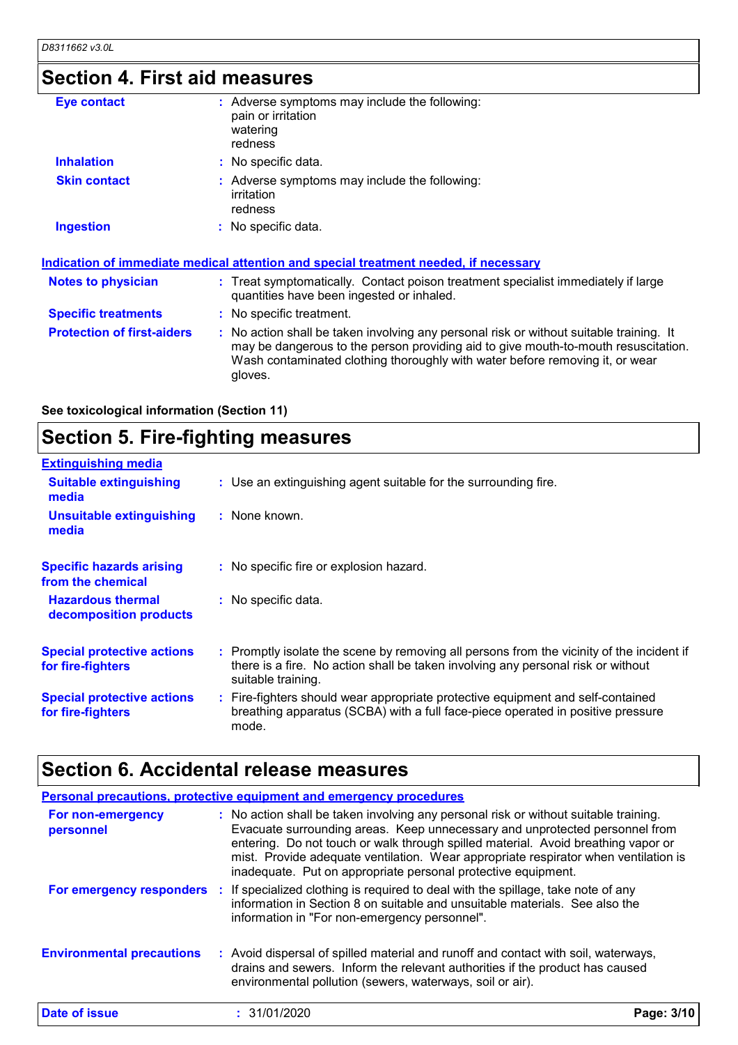## Section 4. First aid measures

| | |
|---|---|
| **Eye contact** | Adverse symptoms may include the following:<br>pain or irritation<br>watering<br>redness |
| **Inhalation** | No specific data. |
| **Skin contact** | Adverse symptoms may include the following:<br>irritation<br>redness |
| **Ingestion** | No specific data. |

### Indication of immediate medical attention and special treatment needed, if necessary

| | |
|---|---|
| **Notes to physician** | Treat symptomatically. Contact poison treatment specialist immediately if large quantities have been ingested or inhaled. |
| **Specific treatments** | No specific treatment. |
| **Protection of first-aiders** | No action shall be taken involving any personal risk or without suitable training. It may be dangerous to the person providing aid to give mouth-to-mouth resuscitation. Wash contaminated clothing thoroughly with water before removing it, or wear gloves. |

**See toxicological information (Section 11)**

## Section 5. Fire-fighting measures

### Extinguishing media

| | |
|---|---|
| **Suitable extinguishing media** | Use an extinguishing agent suitable for the surrounding fire. |
| **Unsuitable extinguishing media** | None known. |
| **Specific hazards arising from the chemical** | No specific fire or explosion hazard. |
| **Hazardous thermal decomposition products** | No specific data. |
| **Special protective actions for fire-fighters** | Promptly isolate the scene by removing all persons from the vicinity of the incident if there is a fire. No action shall be taken involving any personal risk or without suitable training. |
| **Special protective actions for fire-fighters** | Fire-fighters should wear appropriate protective equipment and self-contained breathing apparatus (SCBA) with a full face-piece operated in positive pressure mode. |

## Section 6. Accidental release measures

### Personal precautions, protective equipment and emergency procedures

| | |
|---|---|
| **For non-emergency personnel** | No action shall be taken involving any personal risk or without suitable training. Evacuate surrounding areas. Keep unnecessary and unprotected personnel from entering. Do not touch or walk through spilled material. Avoid breathing vapor or mist. Provide adequate ventilation. Wear appropriate respirator when ventilation is inadequate. Put on appropriate personal protective equipment. |
| **For emergency responders** | If specialized clothing is required to deal with the spillage, take note of any information in Section 8 on suitable and unsuitable materials. See also the information in "For non-emergency personnel". |
| **Environmental precautions** | Avoid dispersal of spilled material and runoff and contact with soil, waterways, drains and sewers. Inform the relevant authorities if the product has caused environmental pollution (sewers, waterways, soil or air). |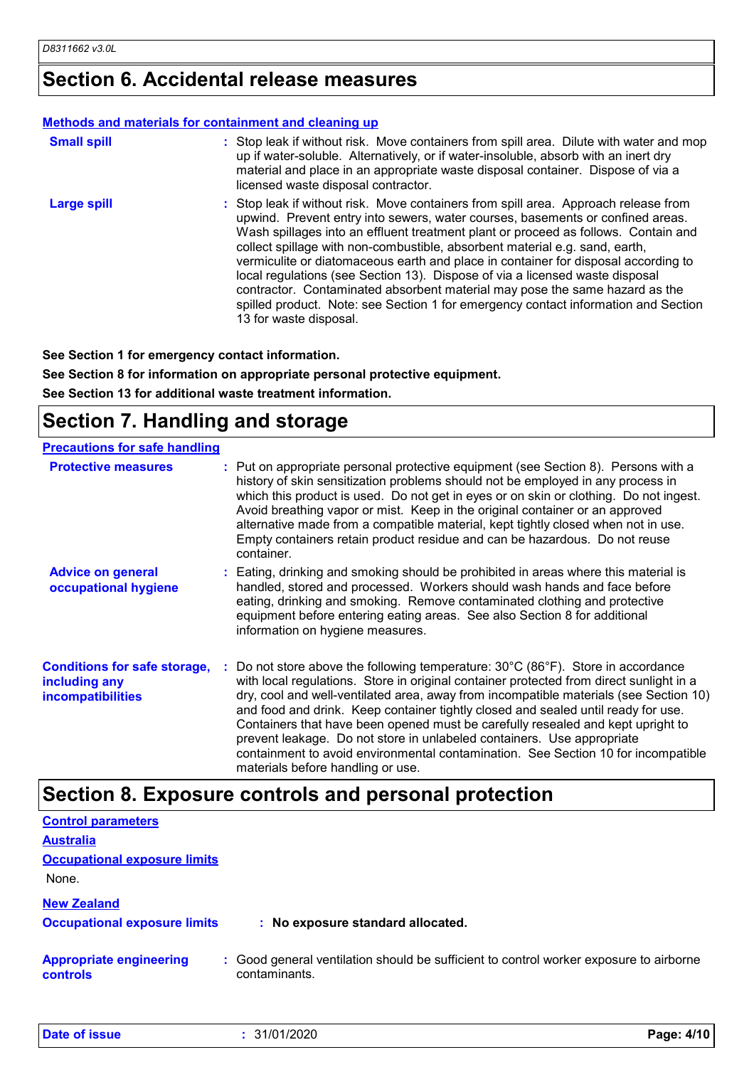# Section 6. Accidental release measures

**Methods and materials for containment and cleaning up**

**Small spill** : Stop leak if without risk. Move containers from spill area. Dilute with water and mop up if water-soluble. Alternatively, or if water-insoluble, absorb with an inert dry material and place in an appropriate waste disposal container. Dispose of via a licensed waste disposal contractor.

**Large spill** : Stop leak if without risk. Move containers from spill area. Approach release from upwind. Prevent entry into sewers, water courses, basements or confined areas. Wash spillages into an effluent treatment plant or proceed as follows. Contain and collect spillage with non-combustible, absorbent material e.g. sand, earth, vermiculite or diatomaceous earth and place in container for disposal according to local regulations (see Section 13). Dispose of via a licensed waste disposal contractor. Contaminated absorbent material may pose the same hazard as the spilled product. Note: see Section 1 for emergency contact information and Section 13 for waste disposal.

**See Section 1 for emergency contact information.**

**See Section 8 for information on appropriate personal protective equipment.**

**See Section 13 for additional waste treatment information.**

# Section 7. Handling and storage

**Precautions for safe handling**

**Protective measures** : Put on appropriate personal protective equipment (see Section 8). Persons with a history of skin sensitization problems should not be employed in any process in which this product is used. Do not get in eyes or on skin or clothing. Do not ingest. Avoid breathing vapor or mist. Keep in the original container or an approved alternative made from a compatible material, kept tightly closed when not in use. Empty containers retain product residue and can be hazardous. Do not reuse container.

**Advice on general occupational hygiene** : Eating, drinking and smoking should be prohibited in areas where this material is handled, stored and processed. Workers should wash hands and face before eating, drinking and smoking. Remove contaminated clothing and protective equipment before entering eating areas. See also Section 8 for additional information on hygiene measures.

**Conditions for safe storage, including any incompatibilities** : Do not store above the following temperature: 30°C (86°F). Store in accordance with local regulations. Store in original container protected from direct sunlight in a dry, cool and well-ventilated area, away from incompatible materials (see Section 10) and food and drink. Keep container tightly closed and sealed until ready for use. Containers that have been opened must be carefully resealed and kept upright to prevent leakage. Do not store in unlabeled containers. Use appropriate containment to avoid environmental contamination. See Section 10 for incompatible materials before handling or use.

# Section 8. Exposure controls and personal protection

**Control parameters**

**Australia**

**Occupational exposure limits**

None.

**New Zealand**

**Occupational exposure limits** : **No exposure standard allocated.**

**Appropriate engineering controls** : Good general ventilation should be sufficient to control worker exposure to airborne contaminants.

**Date of issue** : 31/01/2020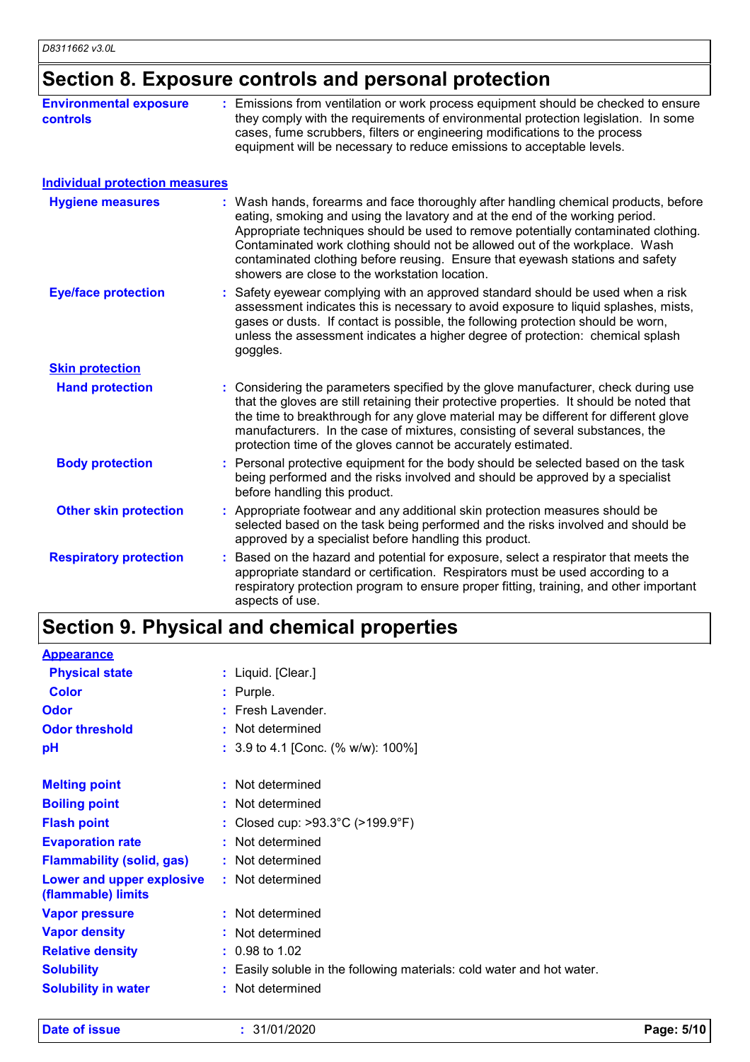## Section 8. Exposure controls and personal protection

**Environmental exposure controls** : Emissions from ventilation or work process equipment should be checked to ensure they comply with the requirements of environmental protection legislation. In some cases, fume scrubbers, filters or engineering modifications to the process equipment will be necessary to reduce emissions to acceptable levels.

**Individual protection measures**

**Hygiene measures** : Wash hands, forearms and face thoroughly after handling chemical products, before eating, smoking and using the lavatory and at the end of the working period. Appropriate techniques should be used to remove potentially contaminated clothing. Contaminated work clothing should not be allowed out of the workplace. Wash contaminated clothing before reusing. Ensure that eyewash stations and safety showers are close to the workstation location.

**Eye/face protection** : Safety eyewear complying with an approved standard should be used when a risk assessment indicates this is necessary to avoid exposure to liquid splashes, mists, gases or dusts. If contact is possible, the following protection should be worn, unless the assessment indicates a higher degree of protection: chemical splash goggles.

**Skin protection**

**Hand protection** : Considering the parameters specified by the glove manufacturer, check during use that the gloves are still retaining their protective properties. It should be noted that the time to breakthrough for any glove material may be different for different glove manufacturers. In the case of mixtures, consisting of several substances, the protection time of the gloves cannot be accurately estimated.

**Body protection** : Personal protective equipment for the body should be selected based on the task being performed and the risks involved and should be approved by a specialist before handling this product.

**Other skin protection** : Appropriate footwear and any additional skin protection measures should be selected based on the task being performed and the risks involved and should be approved by a specialist before handling this product.

**Respiratory protection** : Based on the hazard and potential for exposure, select a respirator that meets the appropriate standard or certification. Respirators must be used according to a respiratory protection program to ensure proper fitting, training, and other important aspects of use.

## Section 9. Physical and chemical properties

**Appearance**

**Physical state** : Liquid. [Clear.]

**Color** : Purple.

**Odor** : Fresh Lavender.

**Odor threshold** : Not determined

**pH** : 3.9 to 4.1 [Conc. (% w/w): 100%]

**Melting point** : Not determined

**Boiling point** : Not determined

**Flash point** : Closed cup: >93.3°C (>199.9°F)

**Evaporation rate** : Not determined

**Flammability (solid, gas)** : Not determined

**Lower and upper explosive (flammable) limits** : Not determined

**Vapor pressure** : Not determined

**Vapor density** : Not determined

**Relative density** : 0.98 to 1.02

**Solubility** : Easily soluble in the following materials: cold water and hot water.

**Solubility in water** : Not determined

**Date of issue** : 31/01/2020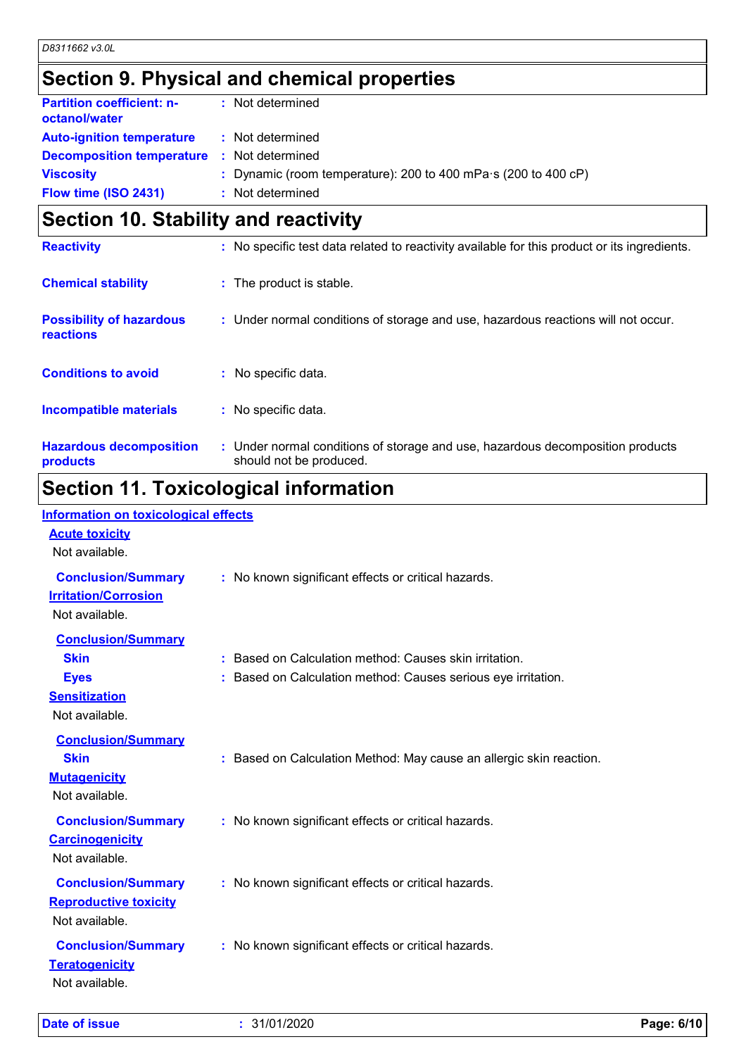## Section 9. Physical and chemical properties

| | |
|---|---|
| **Partition coefficient: n-octanol/water** | : Not determined |
| **Auto-ignition temperature** | : Not determined |
| **Decomposition temperature** | : Not determined |
| **Viscosity** | : Dynamic (room temperature): 200 to 400 mPa·s (200 to 400 cP) |
| **Flow time (ISO 2431)** | : Not determined |

## Section 10. Stability and reactivity

| | |
|---|---|
| **Reactivity** | : No specific test data related to reactivity available for this product or its ingredients. |
| **Chemical stability** | : The product is stable. |
| **Possibility of hazardous reactions** | : Under normal conditions of storage and use, hazardous reactions will not occur. |
| **Conditions to avoid** | : No specific data. |
| **Incompatible materials** | : No specific data. |
| **Hazardous decomposition products** | : Under normal conditions of storage and use, hazardous decomposition products should not be produced. |

## Section 11. Toxicological information

### Information on toxicological effects

**Acute toxicity**

Not available.

**Conclusion/Summary** : No known significant effects or critical hazards.

**Irritation/Corrosion**

Not available.

**Conclusion/Summary**

- **Skin** : Based on Calculation method: Causes skin irritation.
- **Eyes** : Based on Calculation method: Causes serious eye irritation.

**Sensitization**

Not available.

**Conclusion/Summary**

- **Skin** : Based on Calculation Method: May cause an allergic skin reaction.

**Mutagenicity**

Not available.

**Conclusion/Summary** : No known significant effects or critical hazards.

**Carcinogenicity**

Not available.

**Conclusion/Summary** : No known significant effects or critical hazards.

**Reproductive toxicity**

Not available.

**Conclusion/Summary** : No known significant effects or critical hazards.

**Teratogenicity**

Not available.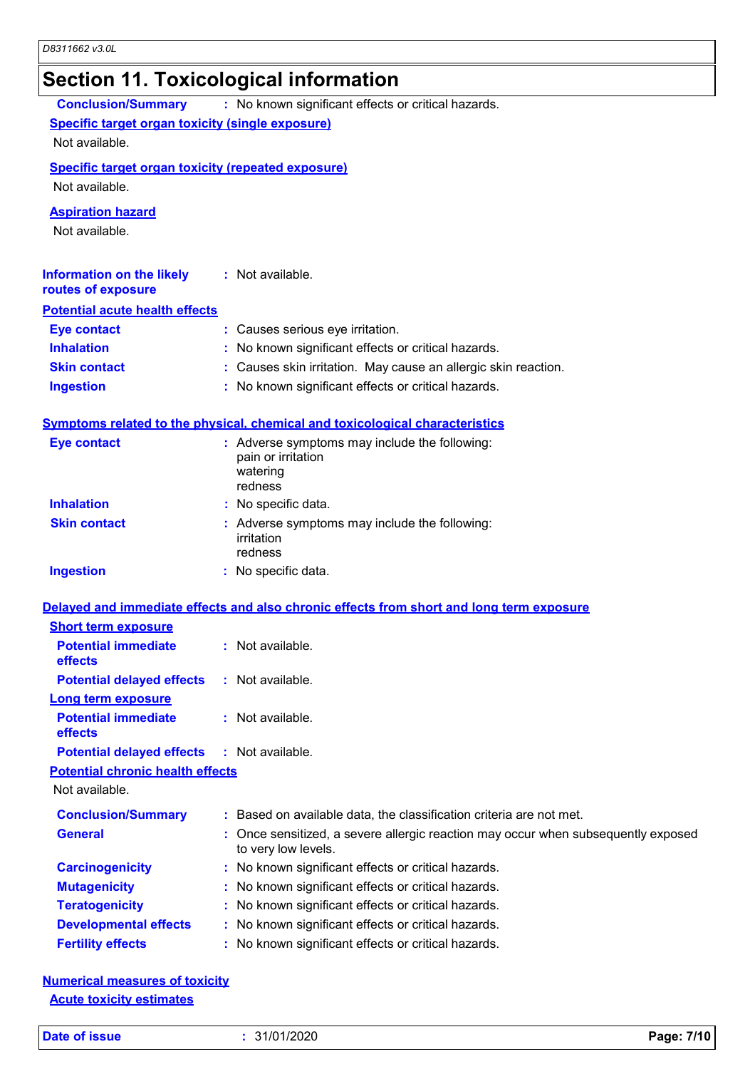## Section 11. Toxicological information

**Conclusion/Summary** : No known significant effects or critical hazards.

**Specific target organ toxicity (single exposure)**

Not available.

**Specific target organ toxicity (repeated exposure)**

Not available.

**Aspiration hazard**

Not available.

**Information on the likely routes of exposure** : Not available.

**Potential acute health effects**

**Eye contact** : Causes serious eye irritation.

**Inhalation** : No known significant effects or critical hazards.

**Skin contact** : Causes skin irritation. May cause an allergic skin reaction.

**Ingestion** : No known significant effects or critical hazards.

**Symptoms related to the physical, chemical and toxicological characteristics**

**Eye contact** : Adverse symptoms may include the following:
pain or irritation
watering
redness

**Inhalation** : No specific data.

**Skin contact** : Adverse symptoms may include the following:
irritation
redness

**Ingestion** : No specific data.

**Delayed and immediate effects and also chronic effects from short and long term exposure**

**Short term exposure**

**Potential immediate effects** : Not available.

**Potential delayed effects** : Not available.

**Long term exposure**

**Potential immediate effects** : Not available.

**Potential delayed effects** : Not available.

**Potential chronic health effects**

Not available.

**Conclusion/Summary** : Based on available data, the classification criteria are not met.

**General** : Once sensitized, a severe allergic reaction may occur when subsequently exposed to very low levels.

**Carcinogenicity** : No known significant effects or critical hazards.

**Mutagenicity** : No known significant effects or critical hazards.

**Teratogenicity** : No known significant effects or critical hazards.

**Developmental effects** : No known significant effects or critical hazards.

**Fertility effects** : No known significant effects or critical hazards.

**Numerical measures of toxicity**

**Acute toxicity estimates**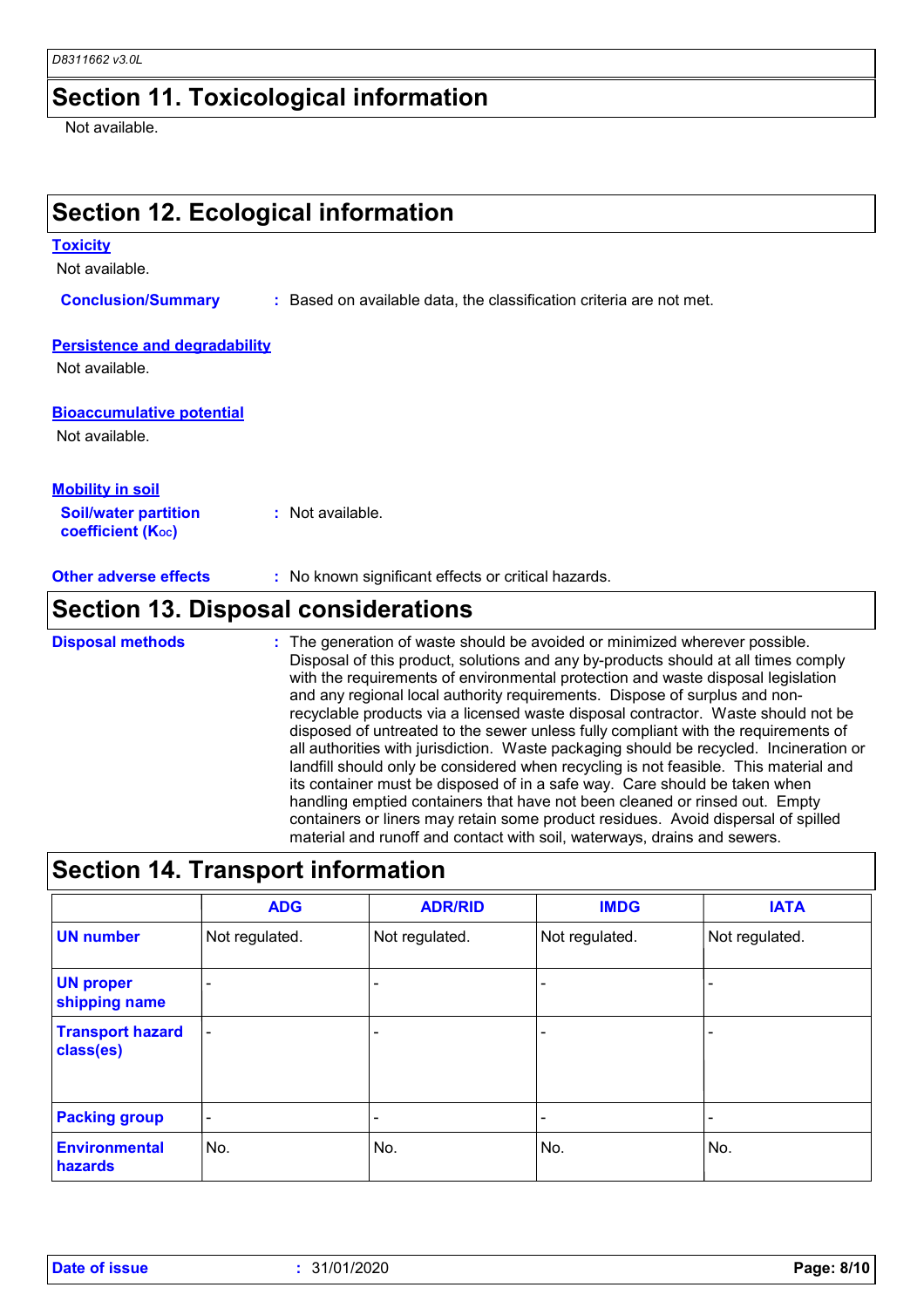## Section 11. Toxicological information

Not available.

## Section 12. Ecological information

**Toxicity**

Not available.

**Conclusion/Summary** : Based on available data, the classification criteria are not met.

**Persistence and degradability**

Not available.

**Bioaccumulative potential**

Not available.

**Mobility in soil**

**Soil/water partition coefficient ($K_{OC}$)** : Not available.

**Other adverse effects** : No known significant effects or critical hazards.

## Section 13. Disposal considerations

**Disposal methods** : The generation of waste should be avoided or minimized wherever possible. Disposal of this product, solutions and any by-products should at all times comply with the requirements of environmental protection and waste disposal legislation and any regional local authority requirements. Dispose of surplus and non-recyclable products via a licensed waste disposal contractor. Waste should not be disposed of untreated to the sewer unless fully compliant with the requirements of all authorities with jurisdiction. Waste packaging should be recycled. Incineration or landfill should only be considered when recycling is not feasible. This material and its container must be disposed of in a safe way. Care should be taken when handling emptied containers that have not been cleaned or rinsed out. Empty containers or liners may retain some product residues. Avoid dispersal of spilled material and runoff and contact with soil, waterways, drains and sewers.

## Section 14. Transport information

| | ADG | ADR/RID | IMDG | IATA |
|---|---|---|---|---|
| UN number | Not regulated. | Not regulated. | Not regulated. | Not regulated. |
| UN proper shipping name | - | - | - | - |
| Transport hazard class(es) | - | - | - | - |
| Packing group | - | - | - | - |
| Environmental hazards | No. | No. | No. | No. |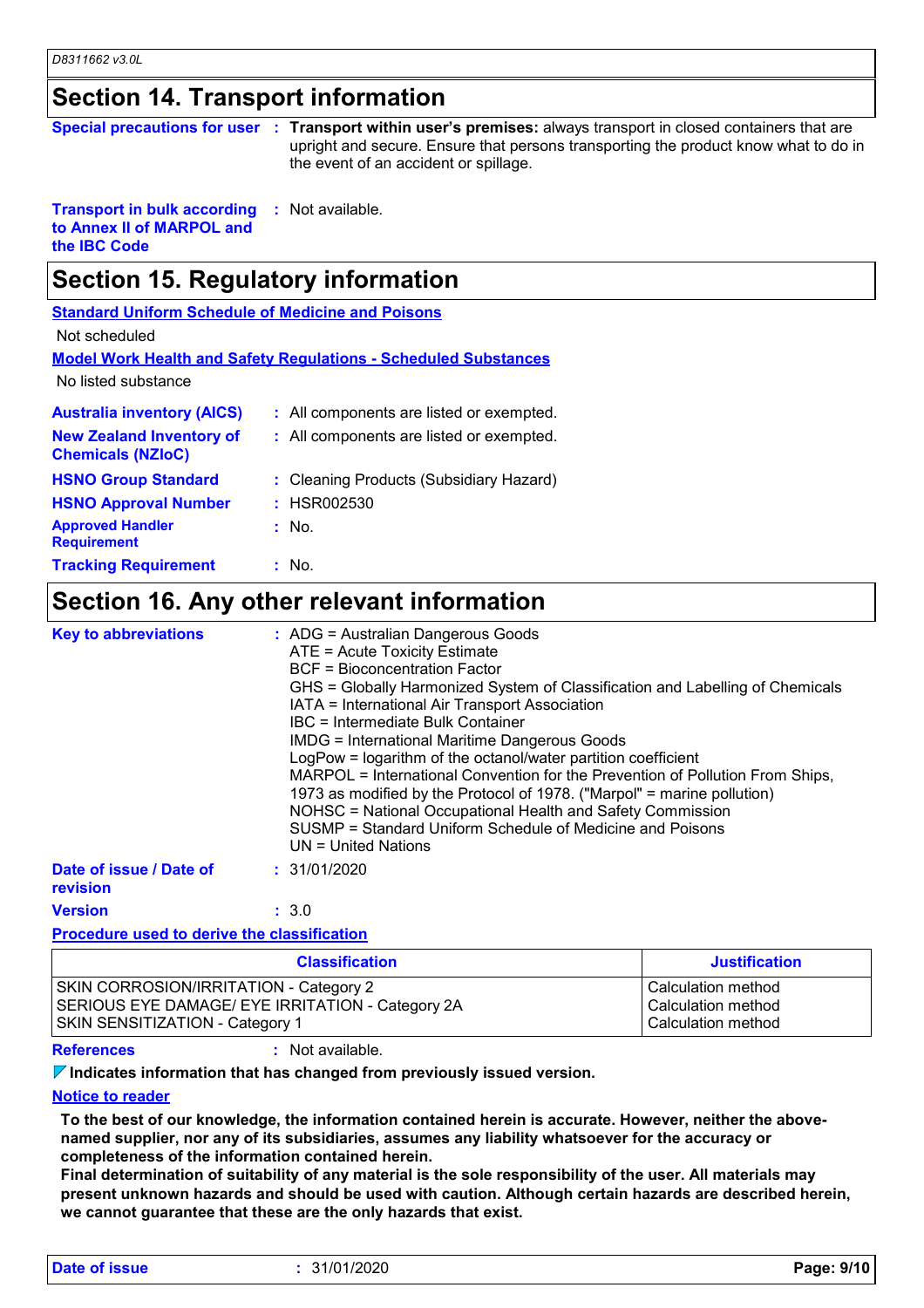## Section 14. Transport information

**Special precautions for user** : **Transport within user's premises:** always transport in closed containers that are upright and secure. Ensure that persons transporting the product know what to do in the event of an accident or spillage.

**Transport in bulk according to Annex II of MARPOL and the IBC Code** : Not available.

## Section 15. Regulatory information

**Standard Uniform Schedule of Medicine and Poisons**

Not scheduled

**Model Work Health and Safety Regulations - Scheduled Substances**

No listed substance

**Australia inventory (AICS)** : All components are listed or exempted.

**New Zealand Inventory of Chemicals (NZIoC)** : All components are listed or exempted.

**HSNO Group Standard** : Cleaning Products (Subsidiary Hazard)

**HSNO Approval Number** : HSR002530

**Approved Handler Requirement** : No.

**Tracking Requirement** : No.

## Section 16. Any other relevant information

**Key to abbreviations** :
ADG = Australian Dangerous Goods
ATE = Acute Toxicity Estimate
BCF = Bioconcentration Factor
GHS = Globally Harmonized System of Classification and Labelling of Chemicals
IATA = International Air Transport Association
IBC = Intermediate Bulk Container
IMDG = International Maritime Dangerous Goods
LogPow = logarithm of the octanol/water partition coefficient
MARPOL = International Convention for the Prevention of Pollution From Ships, 1973 as modified by the Protocol of 1978. ("Marpol" = marine pollution)
NOHSC = National Occupational Health and Safety Commission
SUSMP = Standard Uniform Schedule of Medicine and Poisons
UN = United Nations

**Date of issue / Date of revision** : 31/01/2020

**Version** : 3.0

**Procedure used to derive the classification**

| Classification | Justification |
| --- | --- |
| SKIN CORROSION/IRRITATION - Category 2 | Calculation method |
| SERIOUS EYE DAMAGE/ EYE IRRITATION - Category 2A | Calculation method |
| SKIN SENSITIZATION - Category 1 | Calculation method |

**References** : Not available.

**Indicates information that has changed from previously issued version.**

**Notice to reader**

**To the best of our knowledge, the information contained herein is accurate. However, neither the above-named supplier, nor any of its subsidiaries, assumes any liability whatsoever for the accuracy or completeness of the information contained herein.**
**Final determination of suitability of any material is the sole responsibility of the user. All materials may present unknown hazards and should be used with caution. Although certain hazards are described herein, we cannot guarantee that these are the only hazards that exist.**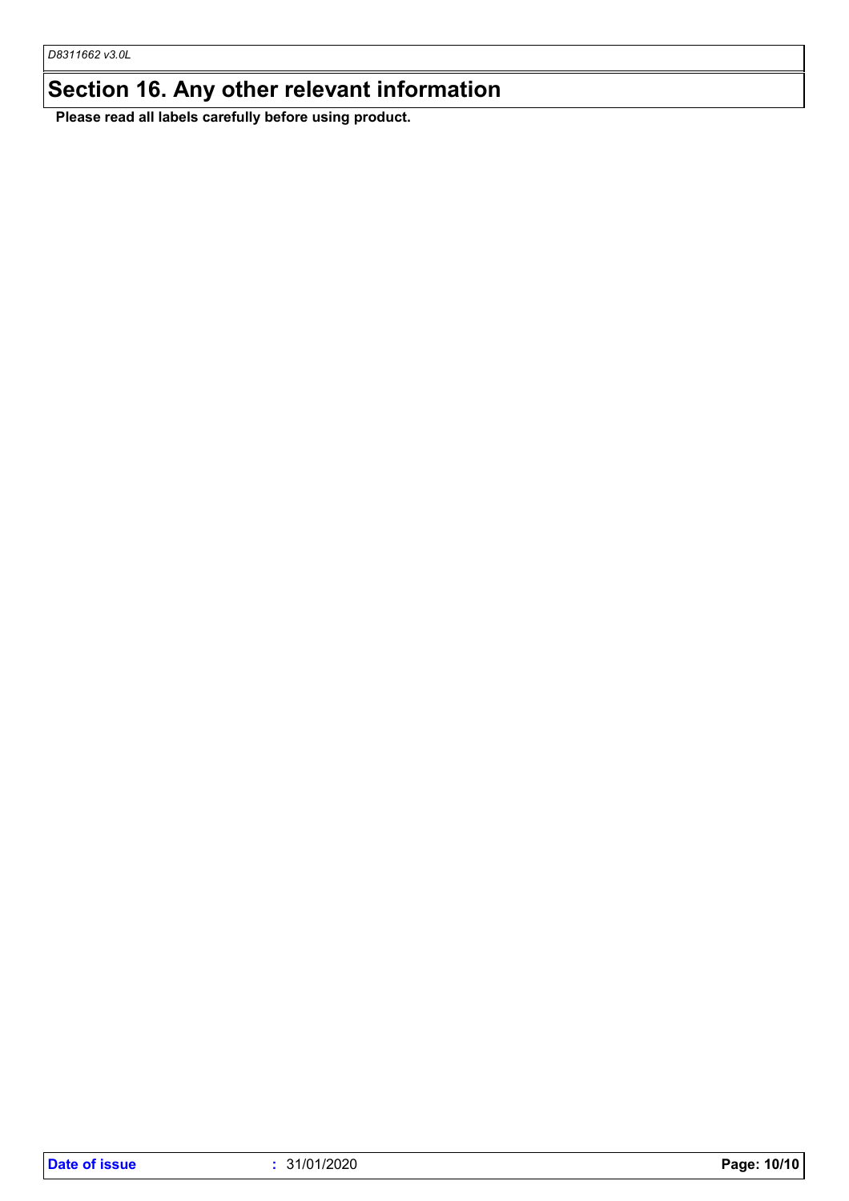## Section 16. Any other relevant information

**Please read all labels carefully before using product.**